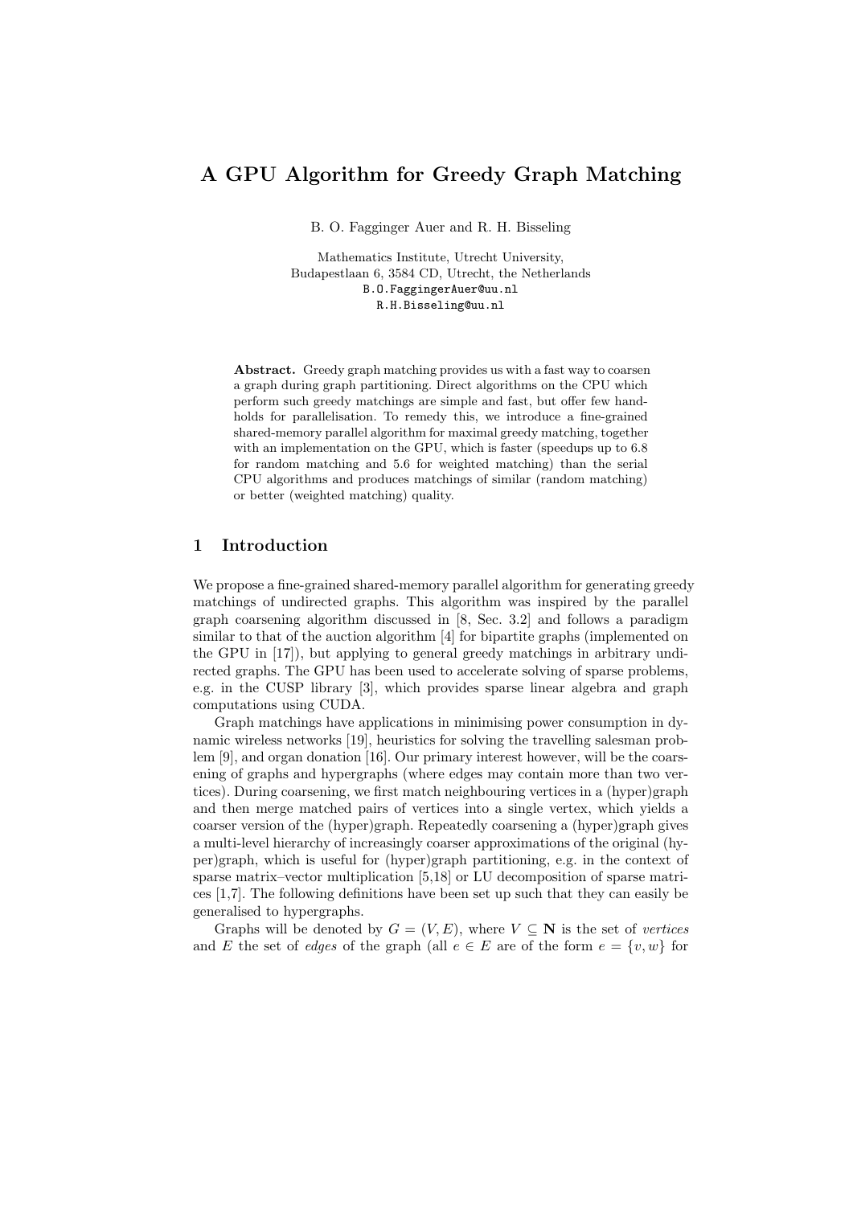# A GPU Algorithm for Greedy Graph Matching

B. O. Fagginger Auer and R. H. Bisseling

Mathematics Institute, Utrecht University,
Budapestlaan 6, 3584 CD, Utrecht, the Netherlands
B.O.FaggingerAuer@uu.nl
R.H.Bisseling@uu.nl

**Abstract.** Greedy graph matching provides us with a fast way to coarsen a graph during graph partitioning. Direct algorithms on the CPU which perform such greedy matchings are simple and fast, but offer few handholds for parallelisation. To remedy this, we introduce a fine-grained shared-memory parallel algorithm for maximal greedy matching, together with an implementation on the GPU, which is faster (speedups up to 6.8 for random matching and 5.6 for weighted matching) than the serial CPU algorithms and produces matchings of similar (random matching) or better (weighted matching) quality.

## 1 Introduction

We propose a fine-grained shared-memory parallel algorithm for generating greedy matchings of undirected graphs. This algorithm was inspired by the parallel graph coarsening algorithm discussed in [8, Sec. 3.2] and follows a paradigm similar to that of the auction algorithm [4] for bipartite graphs (implemented on the GPU in [17]), but applying to general greedy matchings in arbitrary undirected graphs. The GPU has been used to accelerate solving of sparse problems, e.g. in the CUSP library [3], which provides sparse linear algebra and graph computations using CUDA.

Graph matchings have applications in minimising power consumption in dynamic wireless networks [19], heuristics for solving the travelling salesman problem [9], and organ donation [16]. Our primary interest however, will be the coarsening of graphs and hypergraphs (where edges may contain more than two vertices). During coarsening, we first match neighbouring vertices in a (hyper)graph and then merge matched pairs of vertices into a single vertex, which yields a coarser version of the (hyper)graph. Repeatedly coarsening a (hyper)graph gives a multi-level hierarchy of increasingly coarser approximations of the original (hyper)graph, which is useful for (hyper)graph partitioning, e.g. in the context of sparse matrix–vector multiplication [5,18] or LU decomposition of sparse matrices [1,7]. The following definitions have been set up such that they can easily be generalised to hypergraphs.

Graphs will be denoted by $G = (V, E)$, where $V \subseteq \mathbf{N}$ is the set of *vertices* and $E$ the set of *edges* of the graph (all $e \in E$ are of the form $e = \{v, w\}$ for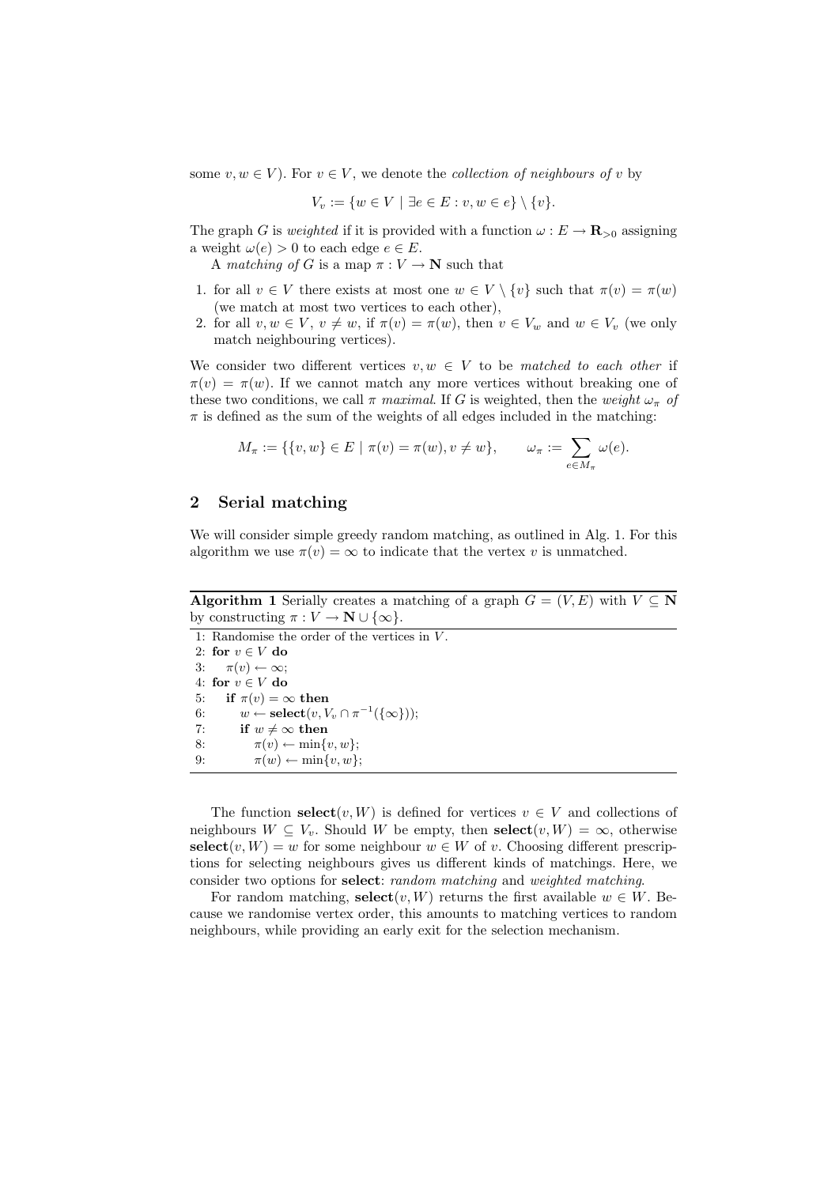some $v, w \in V$). For $v \in V$, we denote the *collection of neighbours of* $v$ by

$$V_v := \{w \in V \mid \exists e \in E : v, w \in e\} \setminus \{v\}.$$

The graph $G$ is *weighted* if it is provided with a function $\omega : E \to \mathbf{R}_{>0}$ assigning a weight $\omega(e) > 0$ to each edge $e \in E$.

A *matching of* $G$ is a map $\pi : V \to \mathbf{N}$ such that

1. for all $v \in V$ there exists at most one $w \in V \setminus \{v\}$ such that $\pi(v) = \pi(w)$ (we match at most two vertices to each other),
2. for all $v, w \in V$, $v \neq w$, if $\pi(v) = \pi(w)$, then $v \in V_w$ and $w \in V_v$ (we only match neighbouring vertices).

We consider two different vertices $v, w \in V$ to be *matched to each other* if $\pi(v) = \pi(w)$. If we cannot match any more vertices without breaking one of these two conditions, we call $\pi$ *maximal*. If $G$ is weighted, then the *weight* $\omega_\pi$ *of* $\pi$ is defined as the sum of the weights of all edges included in the matching:

$$M_\pi := \{\{v, w\} \in E \mid \pi(v) = \pi(w), v \neq w\}, \qquad \omega_\pi := \sum_{e \in M_\pi} \omega(e).$$

## 2 Serial matching

We will consider simple greedy random matching, as outlined in Alg. 1. For this algorithm we use $\pi(v) = \infty$ to indicate that the vertex $v$ is unmatched.

**Algorithm 1** Serially creates a matching of a graph $G = (V, E)$ with $V \subseteq \mathbf{N}$ by constructing $\pi : V \to \mathbf{N} \cup \{\infty\}$.

1: Randomise the order of the vertices in $V$.
2: **for** $v \in V$ **do**
3: $\quad\pi(v) \leftarrow \infty$;
4: **for** $v \in V$ **do**
5: $\quad$**if** $\pi(v) = \infty$ **then**
6: $\quad\quad w \leftarrow \mathbf{select}(v, V_v \cap \pi^{-1}(\{\infty\}))$;
7: $\quad\quad$**if** $w \neq \infty$ **then**
8: $\quad\quad\quad \pi(v) \leftarrow \min\{v, w\}$;
9: $\quad\quad\quad \pi(w) \leftarrow \min\{v, w\}$;

The function $\mathbf{select}(v, W)$ is defined for vertices $v \in V$ and collections of neighbours $W \subseteq V_v$. Should $W$ be empty, then $\mathbf{select}(v, W) = \infty$, otherwise $\mathbf{select}(v, W) = w$ for some neighbour $w \in W$ of $v$. Choosing different prescriptions for selecting neighbours gives us different kinds of matchings. Here, we consider two options for **select**: *random matching* and *weighted matching*.

For random matching, $\mathbf{select}(v, W)$ returns the first available $w \in W$. Because we randomise vertex order, this amounts to matching vertices to random neighbours, while providing an early exit for the selection mechanism.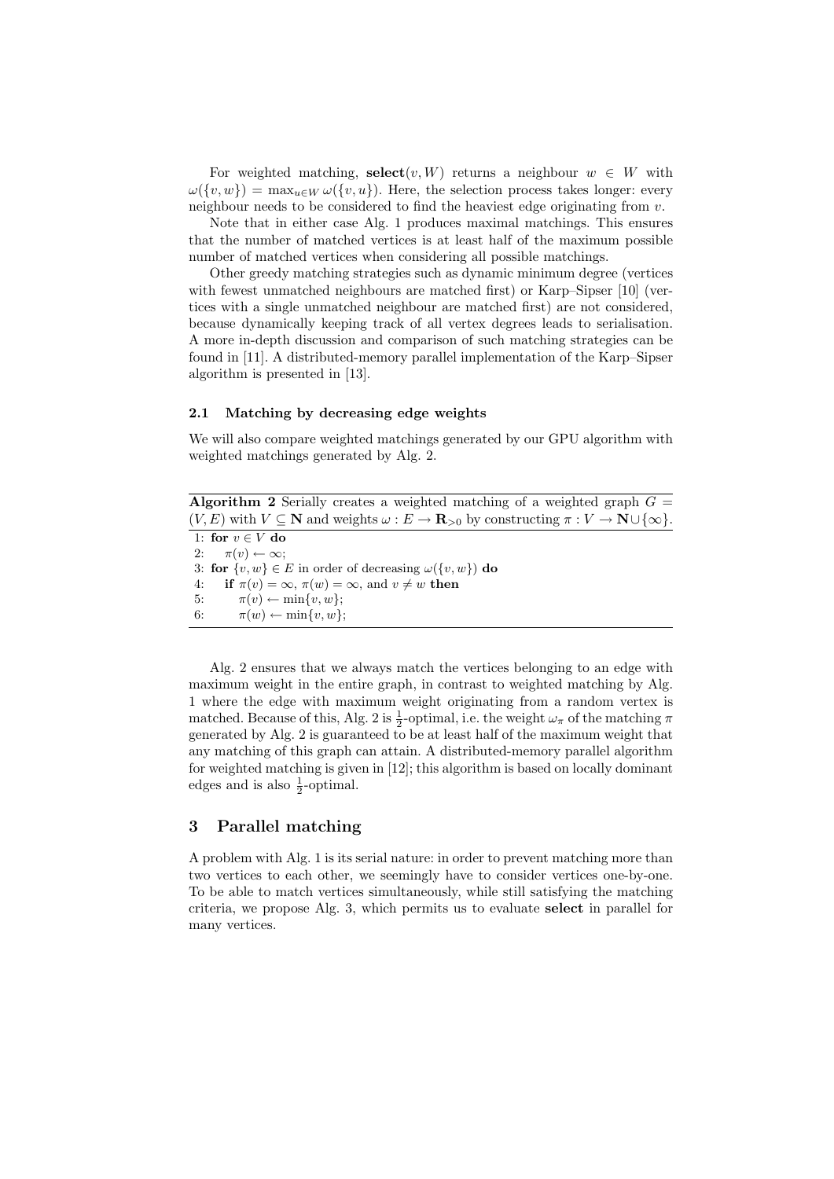For weighted matching, **select**$(v, W)$ returns a neighbour $w \in W$ with $\omega(\{v, w\}) = \max_{u \in W} \omega(\{v, u\})$. Here, the selection process takes longer: every neighbour needs to be considered to find the heaviest edge originating from $v$.

Note that in either case Alg. 1 produces maximal matchings. This ensures that the number of matched vertices is at least half of the maximum possible number of matched vertices when considering all possible matchings.

Other greedy matching strategies such as dynamic minimum degree (vertices with fewest unmatched neighbours are matched first) or Karp–Sipser [10] (vertices with a single unmatched neighbour are matched first) are not considered, because dynamically keeping track of all vertex degrees leads to serialisation. A more in-depth discussion and comparison of such matching strategies can be found in [11]. A distributed-memory parallel implementation of the Karp–Sipser algorithm is presented in [13].

### 2.1 Matching by decreasing edge weights

We will also compare weighted matchings generated by our GPU algorithm with weighted matchings generated by Alg. 2.

**Algorithm 2** Serially creates a weighted matching of a weighted graph $G = (V, E)$ with $V \subseteq \mathbf{N}$ and weights $\omega : E \to \mathbf{R}_{>0}$ by constructing $\pi : V \to \mathbf{N} \cup \{\infty\}$.

1: **for** $v \in V$ **do**
2: $\quad \pi(v) \leftarrow \infty$;
3: **for** $\{v, w\} \in E$ in order of decreasing $\omega(\{v, w\})$ **do**
4: $\quad$ **if** $\pi(v) = \infty$, $\pi(w) = \infty$, and $v \neq w$ **then**
5: $\quad\quad \pi(v) \leftarrow \min\{v, w\}$;
6: $\quad\quad \pi(w) \leftarrow \min\{v, w\}$;

Alg. 2 ensures that we always match the vertices belonging to an edge with maximum weight in the entire graph, in contrast to weighted matching by Alg. 1 where the edge with maximum weight originating from a random vertex is matched. Because of this, Alg. 2 is $\frac{1}{2}$-optimal, i.e. the weight $\omega_\pi$ of the matching $\pi$ generated by Alg. 2 is guaranteed to be at least half of the maximum weight that any matching of this graph can attain. A distributed-memory parallel algorithm for weighted matching is given in [12]; this algorithm is based on locally dominant edges and is also $\frac{1}{2}$-optimal.

## 3 Parallel matching

A problem with Alg. 1 is its serial nature: in order to prevent matching more than two vertices to each other, we seemingly have to consider vertices one-by-one. To be able to match vertices simultaneously, while still satisfying the matching criteria, we propose Alg. 3, which permits us to evaluate **select** in parallel for many vertices.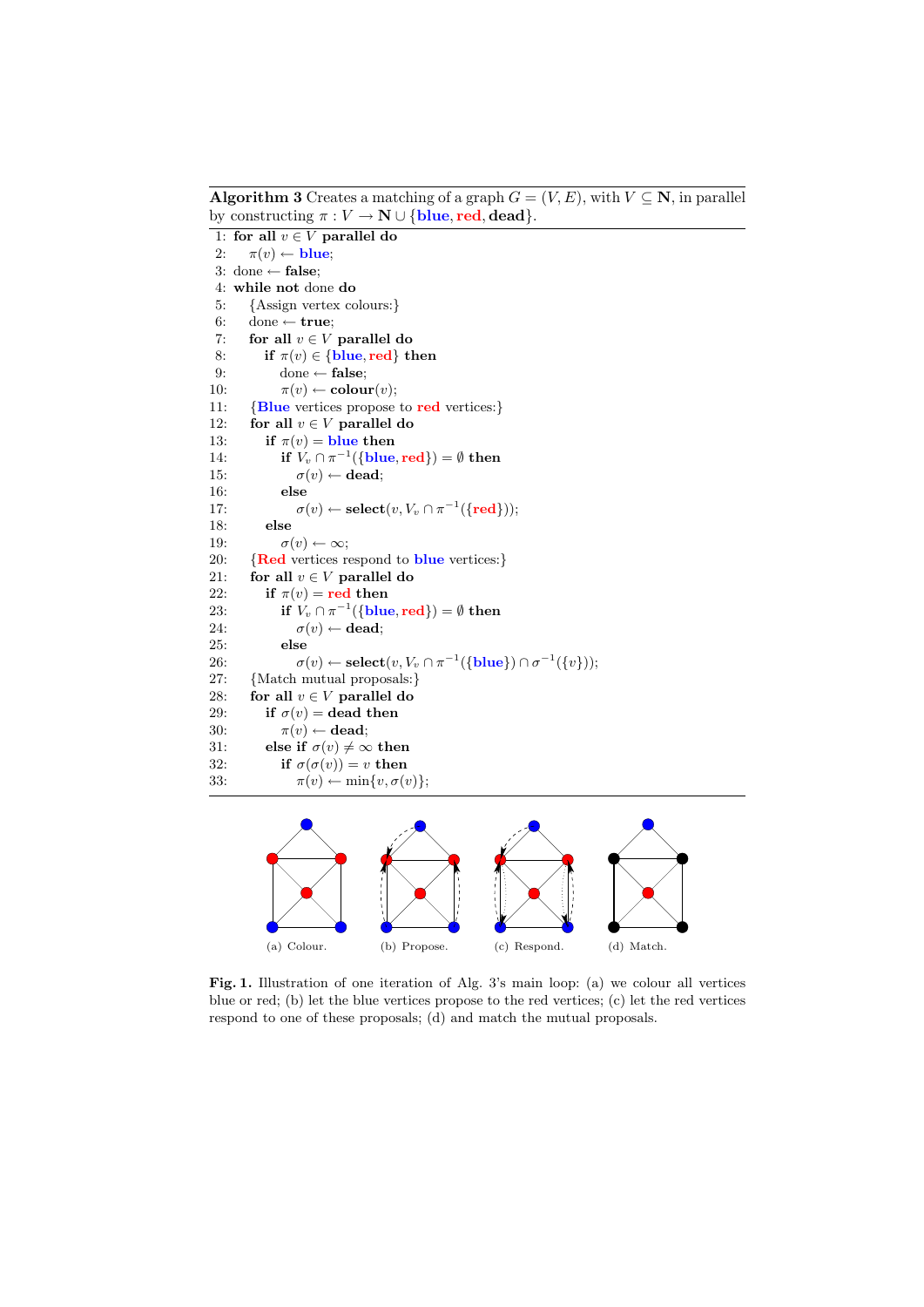**Algorithm 3** Creates a matching of a graph $G = (V, E)$, with $V \subseteq \mathbf{N}$, in parallel by constructing $\pi : V \to \mathbf{N} \cup \{\mathbf{blue}, \mathbf{red}, \mathbf{dead}\}$.

```
1: for all v ∈ V parallel do
2:    π(v) ← blue;
3: done ← false;
4: while not done do
5:    {Assign vertex colours:}
6:    done ← true;
7:    for all v ∈ V parallel do
8:       if π(v) ∈ {blue, red} then
9:          done ← false;
10:         π(v) ← colour(v);
11:   {Blue vertices propose to red vertices:}
12:   for all v ∈ V parallel do
13:      if π(v) = blue then
14:         if V_v ∩ π^{-1}({blue, red}) = ∅ then
15:            σ(v) ← dead;
16:         else
17:            σ(v) ← select(v, V_v ∩ π^{-1}({red}));
18:      else
19:         σ(v) ← ∞;
20:   {Red vertices respond to blue vertices:}
21:   for all v ∈ V parallel do
22:      if π(v) = red then
23:         if V_v ∩ π^{-1}({blue, red}) = ∅ then
24:            σ(v) ← dead;
25:         else
26:            σ(v) ← select(v, V_v ∩ π^{-1}({blue}) ∩ σ^{-1}({v}));
27:   {Match mutual proposals:}
28:   for all v ∈ V parallel do
29:      if σ(v) = dead then
30:         π(v) ← dead;
31:      else if σ(v) ≠ ∞ then
32:         if σ(σ(v)) = v then
33:            π(v) ← min{v, σ(v)};
```

(a) Colour. (b) Propose. (c) Respond. (d) Match.

**Fig. 1.** Illustration of one iteration of Alg. 3's main loop: (a) we colour all vertices blue or red; (b) let the blue vertices propose to the red vertices; (c) let the red vertices respond to one of these proposals; (d) and match the mutual proposals.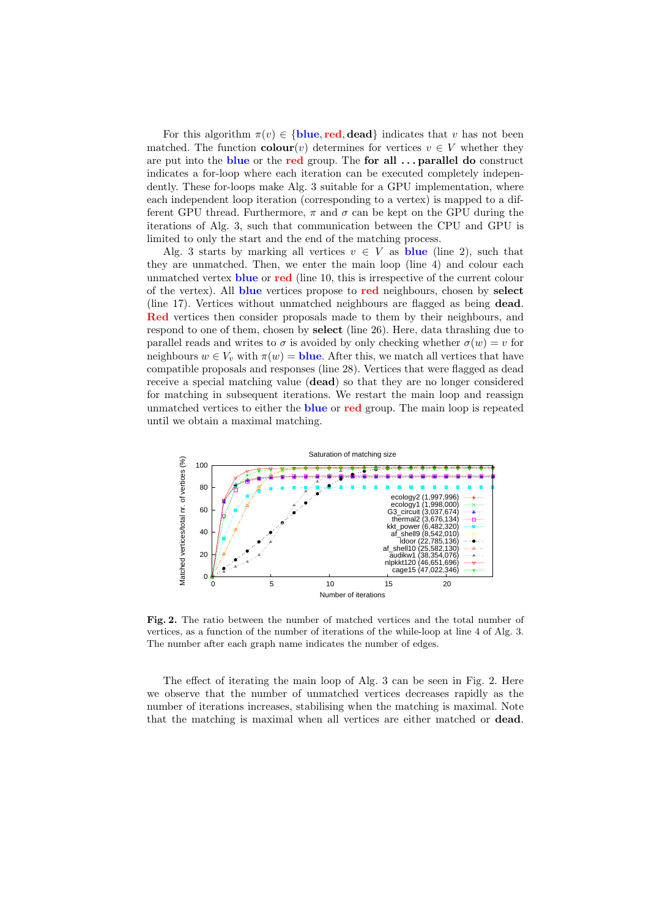For this algorithm $\pi(v) \in \{\textbf{blue}, \textbf{red}, \textbf{dead}\}$ indicates that $v$ has not been matched. The function **colour**($v$) determines for vertices $v \in V$ whether they are put into the **blue** or the **red** group. The **for all ... parallel do** construct indicates a for-loop where each iteration can be executed completely independently. These for-loops make Alg. 3 suitable for a GPU implementation, where each independent loop iteration (corresponding to a vertex) is mapped to a different GPU thread. Furthermore, $\pi$ and $\sigma$ can be kept on the GPU during the iterations of Alg. 3, such that communication between the CPU and GPU is limited to only the start and the end of the matching process.

Alg. 3 starts by marking all vertices $v \in V$ as **blue** (line 2), such that they are unmatched. Then, we enter the main loop (line 4) and colour each unmatched vertex **blue** or **red** (line 10, this is irrespective of the current colour of the vertex). All **blue** vertices propose to **red** neighbours, chosen by **select** (line 17). Vertices without unmatched neighbours are flagged as being **dead**. **Red** vertices then consider proposals made to them by their neighbours, and respond to one of them, chosen by **select** (line 26). Here, data thrashing due to parallel reads and writes to $\sigma$ is avoided by only checking whether $\sigma(w) = v$ for neighbours $w \in V_v$ with $\pi(w) = \textbf{blue}$. After this, we match all vertices that have compatible proposals and responses (line 28). Vertices that were flagged as dead receive a special matching value (**dead**) so that they are no longer considered for matching in subsequent iterations. We restart the main loop and reassign unmatched vertices to either the **blue** or **red** group. The main loop is repeated until we obtain a maximal matching.

Saturation of matching size

Matched vertices/total nr. of vertices (%)

100
80
60
40
20
0

0
5
10
15
20

Number of iterations

ecology2 (1,997,996)
ecology1 (1,998,000)
G3_circuit (3,037,674)
thermal2 (3,676,134)
kkt_power (6,482,320)
af_shell9 (8,542,010)
ldoor (22,785,136)
af_shell10 (25,582,130)
audikw1 (38,354,076)
nlpkkt120 (46,651,696)
cage15 (47,022,346)

**Fig. 2.** The ratio between the number of matched vertices and the total number of vertices, as a function of the number of iterations of the while-loop at line 4 of Alg. 3. The number after each graph name indicates the number of edges.

The effect of iterating the main loop of Alg. 3 can be seen in Fig. 2. Here we observe that the number of unmatched vertices decreases rapidly as the number of iterations increases, stabilising when the matching is maximal. Note that the matching is maximal when all vertices are either matched or **dead**.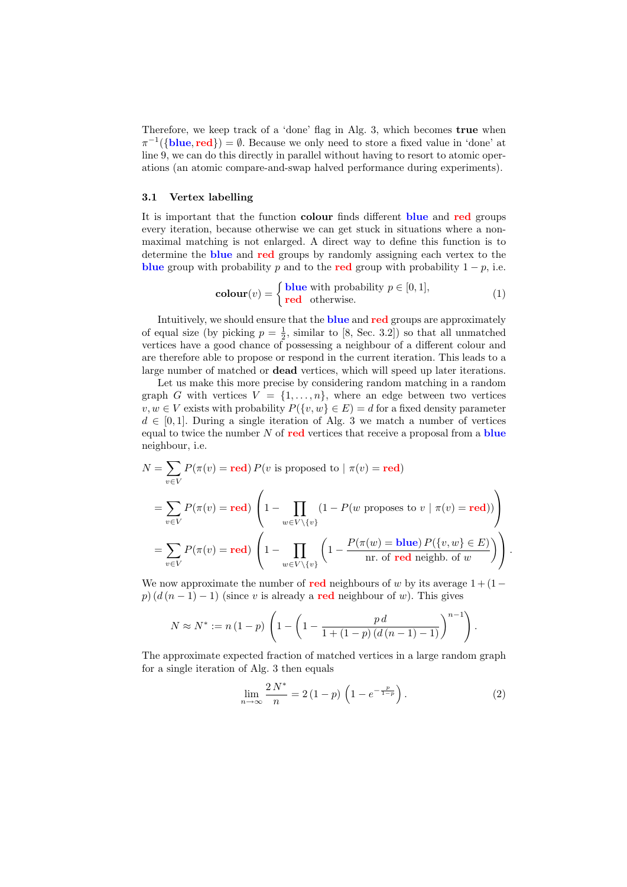Therefore, we keep track of a 'done' flag in Alg. 3, which becomes **true** when $\pi^{-1}(\{\textbf{blue}, \textbf{red}\}) = \emptyset$. Because we only need to store a fixed value in 'done' at line 9, we can do this directly in parallel without having to resort to atomic operations (an atomic compare-and-swap halved performance during experiments).

### 3.1 Vertex labelling

It is important that the function **colour** finds different **blue** and **red** groups every iteration, because otherwise we can get stuck in situations where a non-maximal matching is not enlarged. A direct way to define this function is to determine the **blue** and **red** groups by randomly assigning each vertex to the **blue** group with probability $p$ and to the **red** group with probability $1 - p$, i.e.

$$\textbf{colour}(v) = \begin{cases} \textbf{blue} \text{ with probability } p \in [0,1], \\ \textbf{red} \;\; \text{otherwise.} \end{cases} \tag{1}$$

Intuitively, we should ensure that the **blue** and **red** groups are approximately of equal size (by picking $p = \frac{1}{2}$, similar to [8, Sec. 3.2]) so that all unmatched vertices have a good chance of possessing a neighbour of a different colour and are therefore able to propose or respond in the current iteration. This leads to a large number of matched or **dead** vertices, which will speed up later iterations.

Let us make this more precise by considering random matching in a random graph $G$ with vertices $V = \{1, \ldots, n\}$, where an edge between two vertices $v, w \in V$ exists with probability $P(\{v, w\} \in E) = d$ for a fixed density parameter $d \in [0, 1]$. During a single iteration of Alg. 3 we match a number of vertices equal to twice the number $N$ of **red** vertices that receive a proposal from a **blue** neighbour, i.e.

$$\begin{aligned}
N &= \sum_{v \in V} P(\pi(v) = \textbf{red})\, P(v \text{ is proposed to} \mid \pi(v) = \textbf{red}) \\
&= \sum_{v \in V} P(\pi(v) = \textbf{red}) \left(1 - \prod_{w \in V \setminus \{v\}} (1 - P(w \text{ proposes to } v \mid \pi(v) = \textbf{red}))\right) \\
&= \sum_{v \in V} P(\pi(v) = \textbf{red}) \left(1 - \prod_{w \in V \setminus \{v\}} \left(1 - \frac{P(\pi(w) = \textbf{blue})\, P(\{v, w\} \in E)}{\text{nr. of } \textbf{red} \text{ neighb. of } w}\right)\right).
\end{aligned}$$

We now approximate the number of **red** neighbours of $w$ by its average $1 + (1 - p)\,(d\,(n-1) - 1)$ (since $v$ is already a **red** neighbour of $w$). This gives

$$N \approx N^* := n\,(1-p) \left(1 - \left(1 - \frac{p\,d}{1 + (1-p)\,(d\,(n-1) - 1)}\right)^{n-1}\right).$$

The approximate expected fraction of matched vertices in a large random graph for a single iteration of Alg. 3 then equals

$$\lim_{n \to \infty} \frac{2\,N^*}{n} = 2\,(1-p)\left(1 - e^{-\frac{p}{1-p}}\right). \tag{2}$$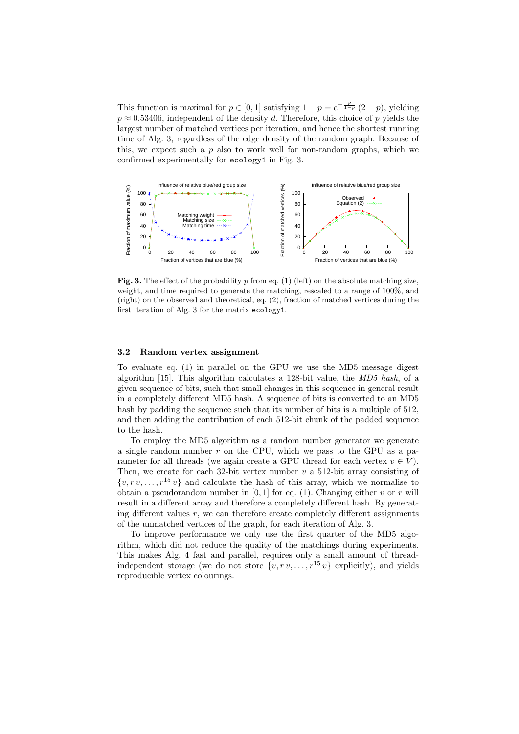This function is maximal for $p \in [0, 1]$ satisfying $1 - p = e^{-\frac{p}{1-p}}\,(2 - p)$, yielding $p \approx 0.53406$, independent of the density $d$. Therefore, this choice of $p$ yields the largest number of matched vertices per iteration, and hence the shortest running time of Alg. 3, regardless of the edge density of the random graph. Because of this, we expect such a $p$ also to work well for non-random graphs, which we confirmed experimentally for `ecology1` in Fig. 3.

**Fig. 3.** The effect of the probability $p$ from eq. (1) (left) on the absolute matching size, weight, and time required to generate the matching, rescaled to a range of 100%, and (right) on the observed and theoretical, eq. (2), fraction of matched vertices during the first iteration of Alg. 3 for the matrix `ecology1`.

### 3.2 Random vertex assignment

To evaluate eq. (1) in parallel on the GPU we use the MD5 message digest algorithm [15]. This algorithm calculates a 128-bit value, the *MD5 hash*, of a given sequence of bits, such that small changes in this sequence in general result in a completely different MD5 hash. A sequence of bits is converted to an MD5 hash by padding the sequence such that its number of bits is a multiple of 512, and then adding the contribution of each 512-bit chunk of the padded sequence to the hash.

To employ the MD5 algorithm as a random number generator we generate a single random number $r$ on the CPU, which we pass to the GPU as a parameter for all threads (we again create a GPU thread for each vertex $v \in V$). Then, we create for each 32-bit vertex number $v$ a 512-bit array consisting of $\{v, r\,v, \ldots, r^{15}\,v\}$ and calculate the hash of this array, which we normalise to obtain a pseudorandom number in $[0, 1]$ for eq. (1). Changing either $v$ or $r$ will result in a different array and therefore a completely different hash. By generating different values $r$, we can therefore create completely different assignments of the unmatched vertices of the graph, for each iteration of Alg. 3.

To improve performance we only use the first quarter of the MD5 algorithm, which did not reduce the quality of the matchings during experiments. This makes Alg. 4 fast and parallel, requires only a small amount of thread-independent storage (we do not store $\{v, r\,v, \ldots, r^{15}\,v\}$ explicitly), and yields reproducible vertex colourings.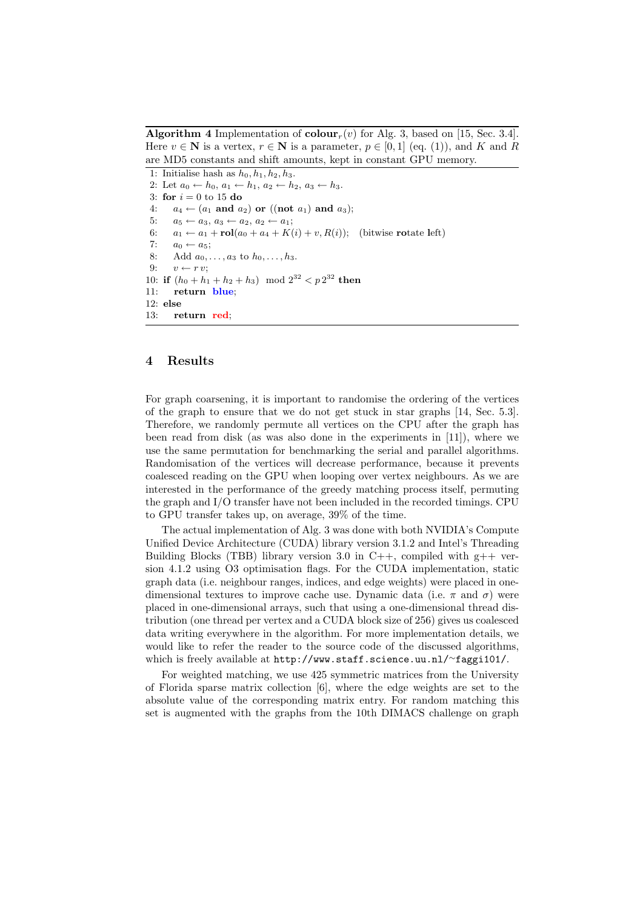**Algorithm 4** Implementation of $\mathbf{colour}_r(v)$ for Alg. 3, based on [15, Sec. 3.4]. Here $v \in \mathbf{N}$ is a vertex, $r \in \mathbf{N}$ is a parameter, $p \in [0, 1]$ (eq. (1)), and $K$ and $R$ are MD5 constants and shift amounts, kept in constant GPU memory.

```
1: Initialise hash as h0, h1, h2, h3.
2: Let a0 ← h0, a1 ← h1, a2 ← h2, a3 ← h3.
3: for i = 0 to 15 do
4:    a4 ← (a1 and a2) or ((not a1) and a3);
5:    a5 ← a3, a3 ← a2, a2 ← a1;
6:    a1 ← a1 + rol(a0 + a4 + K(i) + v, R(i));   (bitwise rotate left)
7:    a0 ← a5;
8:    Add a0, ..., a3 to h0, ..., h3.
9:    v ← r v;
10: if (h0 + h1 + h2 + h3) mod 2^32 < p 2^32 then
11:    return blue;
12: else
13:    return red;
```

## 4 Results

For graph coarsening, it is important to randomise the ordering of the vertices of the graph to ensure that we do not get stuck in star graphs [14, Sec. 5.3]. Therefore, we randomly permute all vertices on the CPU after the graph has been read from disk (as was also done in the experiments in [11]), where we use the same permutation for benchmarking the serial and parallel algorithms. Randomisation of the vertices will decrease performance, because it prevents coalesced reading on the GPU when looping over vertex neighbours. As we are interested in the performance of the greedy matching process itself, permuting the graph and I/O transfer have not been included in the recorded timings. CPU to GPU transfer takes up, on average, 39% of the time.

The actual implementation of Alg. 3 was done with both NVIDIA's Compute Unified Device Architecture (CUDA) library version 3.1.2 and Intel's Threading Building Blocks (TBB) library version 3.0 in C++, compiled with g++ version 4.1.2 using O3 optimisation flags. For the CUDA implementation, static graph data (i.e. neighbour ranges, indices, and edge weights) were placed in one-dimensional textures to improve cache use. Dynamic data (i.e. $\pi$ and $\sigma$) were placed in one-dimensional arrays, such that using a one-dimensional thread distribution (one thread per vertex and a CUDA block size of 256) gives us coalesced data writing everywhere in the algorithm. For more implementation details, we would like to refer the reader to the source code of the discussed algorithms, which is freely available at `http://www.staff.science.uu.nl/~faggi101/`.

For weighted matching, we use 425 symmetric matrices from the University of Florida sparse matrix collection [6], where the edge weights are set to the absolute value of the corresponding matrix entry. For random matching this set is augmented with the graphs from the 10th DIMACS challenge on graph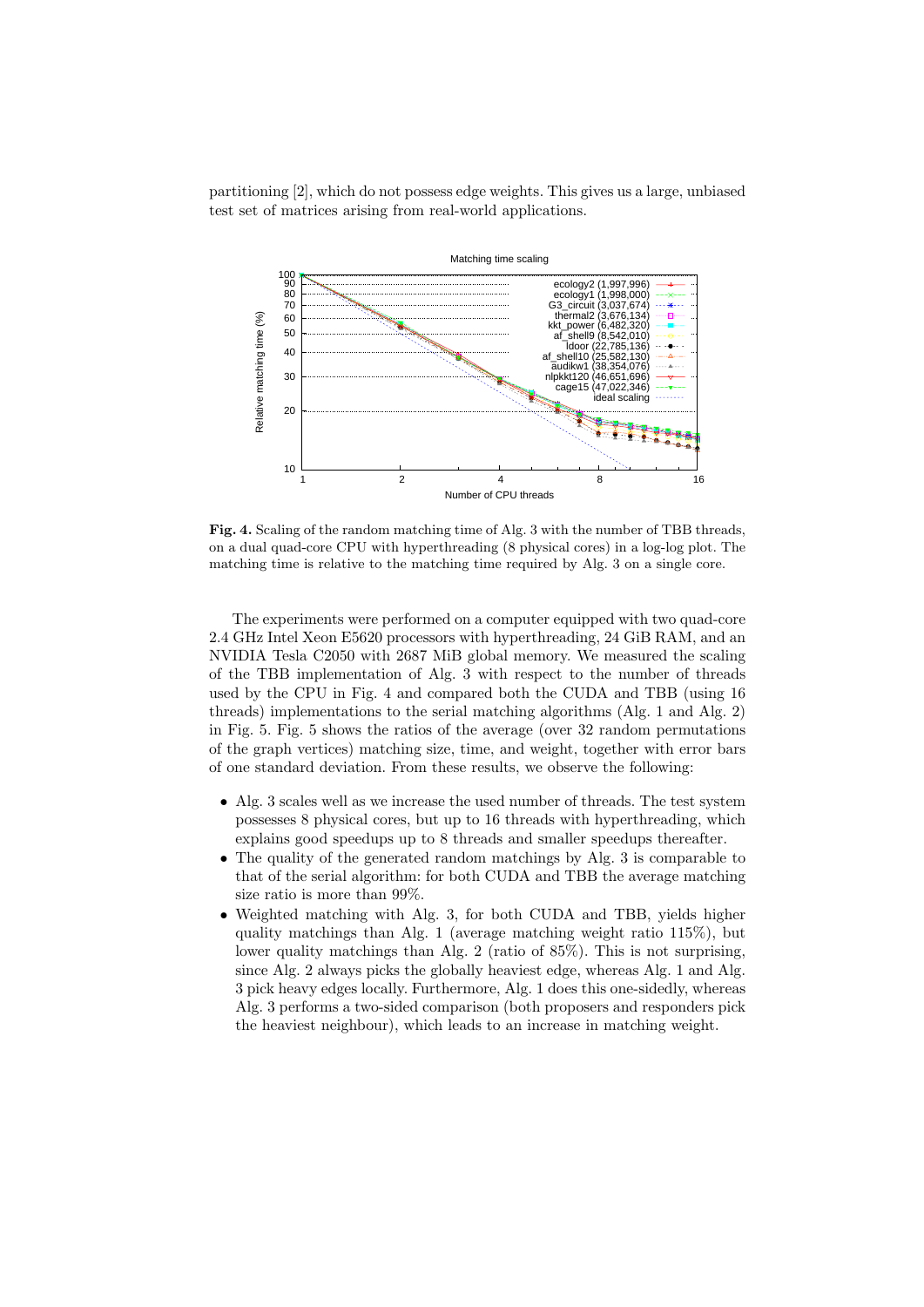partitioning [2], which do not possess edge weights. This gives us a large, unbiased test set of matrices arising from real-world applications.

Matching time scaling

Relative matching time (%)

100
90
80
70
60
50
40
30
20
10

Number of CPU threads

1
2
4
8
16

ecology2 (1,997,996)
ecology1 (1,998,000)
G3_circuit (3,037,674)
thermal2 (3,676,134)
kkt_power (6,482,320)
af_shell9 (8,542,010)
ldoor (22,785,136)
af_shell10 (25,582,130)
audikw1 (38,354,076)
nlpkkt120 (46,651,696)
cage15 (47,022,346)
ideal scaling

**Fig. 4.** Scaling of the random matching time of Alg. 3 with the number of TBB threads, on a dual quad-core CPU with hyperthreading (8 physical cores) in a log-log plot. The matching time is relative to the matching time required by Alg. 3 on a single core.

The experiments were performed on a computer equipped with two quad-core 2.4 GHz Intel Xeon E5620 processors with hyperthreading, 24 GiB RAM, and an NVIDIA Tesla C2050 with 2687 MiB global memory. We measured the scaling of the TBB implementation of Alg. 3 with respect to the number of threads used by the CPU in Fig. 4 and compared both the CUDA and TBB (using 16 threads) implementations to the serial matching algorithms (Alg. 1 and Alg. 2) in Fig. 5. Fig. 5 shows the ratios of the average (over 32 random permutations of the graph vertices) matching size, time, and weight, together with error bars of one standard deviation. From these results, we observe the following:

- Alg. 3 scales well as we increase the used number of threads. The test system possesses 8 physical cores, but up to 16 threads with hyperthreading, which explains good speedups up to 8 threads and smaller speedups thereafter.
- The quality of the generated random matchings by Alg. 3 is comparable to that of the serial algorithm: for both CUDA and TBB the average matching size ratio is more than 99%.
- Weighted matching with Alg. 3, for both CUDA and TBB, yields higher quality matchings than Alg. 1 (average matching weight ratio 115%), but lower quality matchings than Alg. 2 (ratio of 85%). This is not surprising, since Alg. 2 always picks the globally heaviest edge, whereas Alg. 1 and Alg. 3 pick heavy edges locally. Furthermore, Alg. 1 does this one-sidedly, whereas Alg. 3 performs a two-sided comparison (both proposers and responders pick the heaviest neighbour), which leads to an increase in matching weight.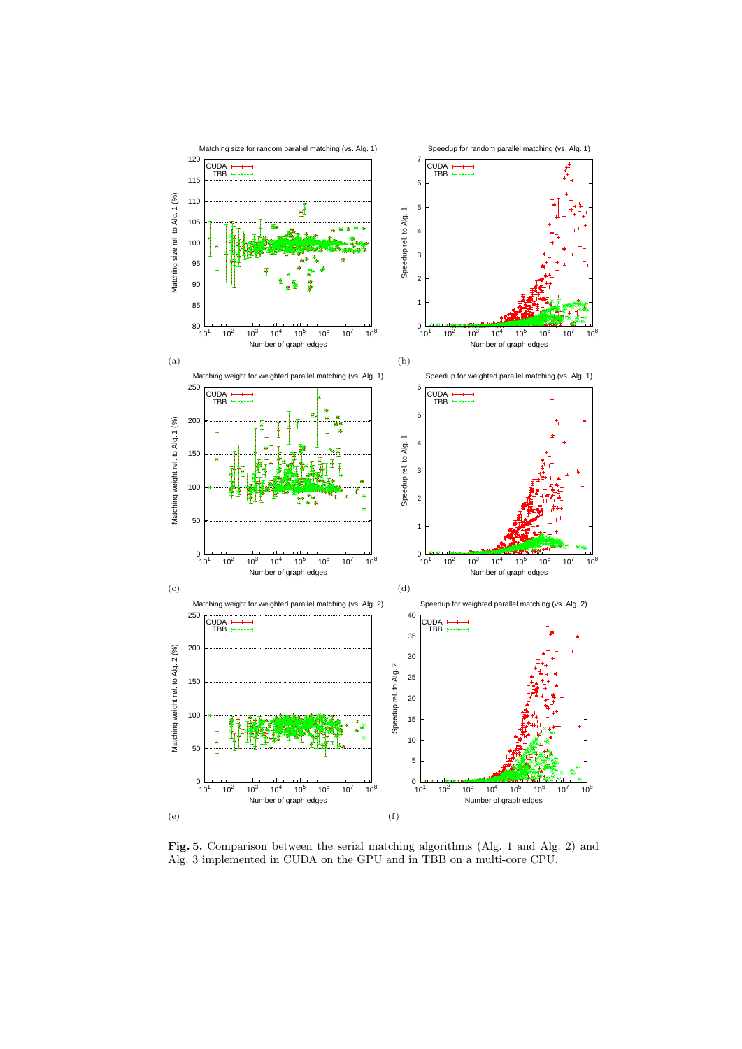Matching size for random parallel matching (vs. Alg. 1)

CUDA
TBB

Matching size rel. to Alg. 1 (%)

120
115
110
105
100
95
90
85
80

$10^1$ $10^2$ $10^3$ $10^4$ $10^5$ $10^6$ $10^7$ $10^8$

Number of graph edges

(a)

Speedup for random parallel matching (vs. Alg. 1)

CUDA
TBB

Speedup rel. to Alg. 1

7
6
5
4
3
2
1
0

$10^1$ $10^2$ $10^3$ $10^4$ $10^5$ $10^6$ $10^7$ $10^8$

Number of graph edges

(b)

Matching weight for weighted parallel matching (vs. Alg. 1)

CUDA
TBB

Matching weight rel. to Alg. 1 (%)

250
200
150
100
50
0

$10^1$ $10^2$ $10^3$ $10^4$ $10^5$ $10^6$ $10^7$ $10^8$

Number of graph edges

(c)

Speedup for weighted parallel matching (vs. Alg. 1)

CUDA
TBB

Speedup rel. to Alg. 1

6
5
4
3
2
1
0

$10^1$ $10^2$ $10^3$ $10^4$ $10^5$ $10^6$ $10^7$ $10^8$

Number of graph edges

(d)

Matching weight for weighted parallel matching (vs. Alg. 2)

CUDA
TBB

Matching weight rel. to Alg. 2 (%)

250
200
150
100
50
0

$10^1$ $10^2$ $10^3$ $10^4$ $10^5$ $10^6$ $10^7$ $10^8$

Number of graph edges

(e)

Speedup for weighted parallel matching (vs. Alg. 2)

CUDA
TBB

Speedup rel. to Alg. 2

40
35
30
25
20
15
10
5
0

$10^1$ $10^2$ $10^3$ $10^4$ $10^5$ $10^6$ $10^7$ $10^8$

Number of graph edges

(f)

**Fig. 5.** Comparison between the serial matching algorithms (Alg. 1 and Alg. 2) and Alg. 3 implemented in CUDA on the GPU and in TBB on a multi-core CPU.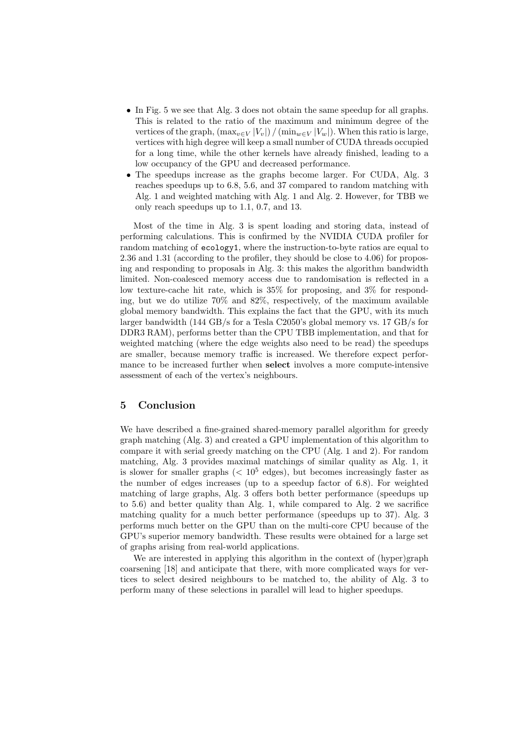- In Fig. 5 we see that Alg. 3 does not obtain the same speedup for all graphs. This is related to the ratio of the maximum and minimum degree of the vertices of the graph, $(\max_{v \in V} |V_v|) / (\min_{w \in V} |V_w|)$. When this ratio is large, vertices with high degree will keep a small number of CUDA threads occupied for a long time, while the other kernels have already finished, leading to a low occupancy of the GPU and decreased performance.
- The speedups increase as the graphs become larger. For CUDA, Alg. 3 reaches speedups up to 6.8, 5.6, and 37 compared to random matching with Alg. 1 and weighted matching with Alg. 1 and Alg. 2. However, for TBB we only reach speedups up to 1.1, 0.7, and 13.

Most of the time in Alg. 3 is spent loading and storing data, instead of performing calculations. This is confirmed by the NVIDIA CUDA profiler for random matching of `ecology1`, where the instruction-to-byte ratios are equal to 2.36 and 1.31 (according to the profiler, they should be close to 4.06) for proposing and responding to proposals in Alg. 3: this makes the algorithm bandwidth limited. Non-coalesced memory access due to randomisation is reflected in a low texture-cache hit rate, which is 35% for proposing, and 3% for responding, but we do utilize 70% and 82%, respectively, of the maximum available global memory bandwidth. This explains the fact that the GPU, with its much larger bandwidth (144 GB/s for a Tesla C2050's global memory vs. 17 GB/s for DDR3 RAM), performs better than the CPU TBB implementation, and that for weighted matching (where the edge weights also need to be read) the speedups are smaller, because memory traffic is increased. We therefore expect performance to be increased further when **select** involves a more compute-intensive assessment of each of the vertex's neighbours.

## 5 Conclusion

We have described a fine-grained shared-memory parallel algorithm for greedy graph matching (Alg. 3) and created a GPU implementation of this algorithm to compare it with serial greedy matching on the CPU (Alg. 1 and 2). For random matching, Alg. 3 provides maximal matchings of similar quality as Alg. 1, it is slower for smaller graphs ($< 10^5$ edges), but becomes increasingly faster as the number of edges increases (up to a speedup factor of 6.8). For weighted matching of large graphs, Alg. 3 offers both better performance (speedups up to 5.6) and better quality than Alg. 1, while compared to Alg. 2 we sacrifice matching quality for a much better performance (speedups up to 37). Alg. 3 performs much better on the GPU than on the multi-core CPU because of the GPU's superior memory bandwidth. These results were obtained for a large set of graphs arising from real-world applications.

We are interested in applying this algorithm in the context of (hyper)graph coarsening [18] and anticipate that there, with more complicated ways for vertices to select desired neighbours to be matched to, the ability of Alg. 3 to perform many of these selections in parallel will lead to higher speedups.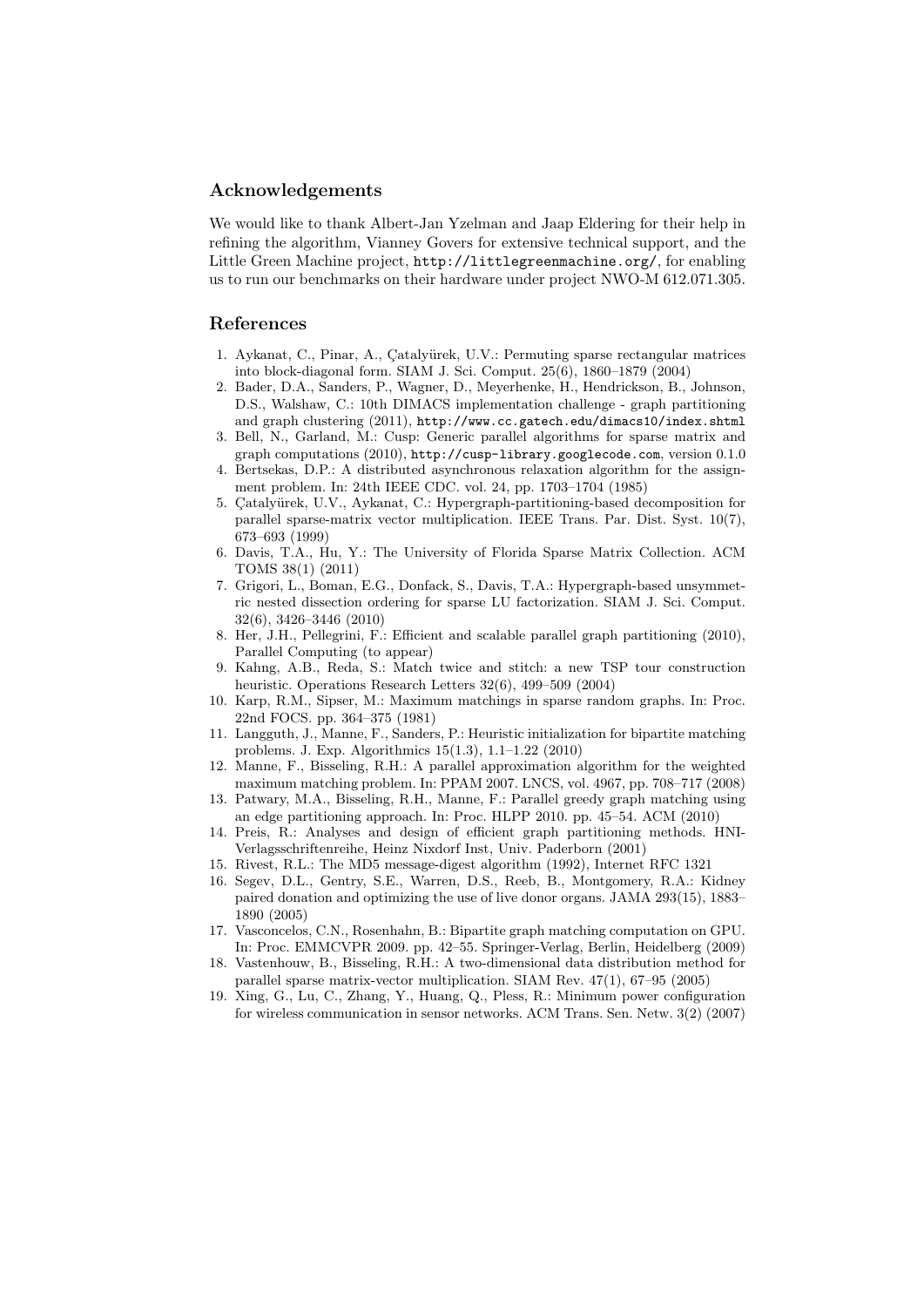## Acknowledgements

We would like to thank Albert-Jan Yzelman and Jaap Eldering for their help in refining the algorithm, Vianney Govers for extensive technical support, and the Little Green Machine project, http://littlegreenmachine.org/, for enabling us to run our benchmarks on their hardware under project NWO-M 612.071.305.

## References

1. Aykanat, C., Pinar, A., Çatalyürek, U.V.: Permuting sparse rectangular matrices into block-diagonal form. SIAM J. Sci. Comput. 25(6), 1860–1879 (2004)
2. Bader, D.A., Sanders, P., Wagner, D., Meyerhenke, H., Hendrickson, B., Johnson, D.S., Walshaw, C.: 10th DIMACS implementation challenge - graph partitioning and graph clustering (2011), http://www.cc.gatech.edu/dimacs10/index.shtml
3. Bell, N., Garland, M.: Cusp: Generic parallel algorithms for sparse matrix and graph computations (2010), http://cusp-library.googlecode.com, version 0.1.0
4. Bertsekas, D.P.: A distributed asynchronous relaxation algorithm for the assignment problem. In: 24th IEEE CDC. vol. 24, pp. 1703–1704 (1985)
5. Çatalyürek, U.V., Aykanat, C.: Hypergraph-partitioning-based decomposition for parallel sparse-matrix vector multiplication. IEEE Trans. Par. Dist. Syst. 10(7), 673–693 (1999)
6. Davis, T.A., Hu, Y.: The University of Florida Sparse Matrix Collection. ACM TOMS 38(1) (2011)
7. Grigori, L., Boman, E.G., Donfack, S., Davis, T.A.: Hypergraph-based unsymmetric nested dissection ordering for sparse LU factorization. SIAM J. Sci. Comput. 32(6), 3426–3446 (2010)
8. Her, J.H., Pellegrini, F.: Efficient and scalable parallel graph partitioning (2010), Parallel Computing (to appear)
9. Kahng, A.B., Reda, S.: Match twice and stitch: a new TSP tour construction heuristic. Operations Research Letters 32(6), 499–509 (2004)
10. Karp, R.M., Sipser, M.: Maximum matchings in sparse random graphs. In: Proc. 22nd FOCS. pp. 364–375 (1981)
11. Langguth, J., Manne, F., Sanders, P.: Heuristic initialization for bipartite matching problems. J. Exp. Algorithmics 15(1.3), 1.1–1.22 (2010)
12. Manne, F., Bisseling, R.H.: A parallel approximation algorithm for the weighted maximum matching problem. In: PPAM 2007. LNCS, vol. 4967, pp. 708–717 (2008)
13. Patwary, M.A., Bisseling, R.H., Manne, F.: Parallel greedy graph matching using an edge partitioning approach. In: Proc. HLPP 2010. pp. 45–54. ACM (2010)
14. Preis, R.: Analyses and design of efficient graph partitioning methods. HNI-Verlagsschriftenreihe, Heinz Nixdorf Inst, Univ. Paderborn (2001)
15. Rivest, R.L.: The MD5 message-digest algorithm (1992), Internet RFC 1321
16. Segev, D.L., Gentry, S.E., Warren, D.S., Reeb, B., Montgomery, R.A.: Kidney paired donation and optimizing the use of live donor organs. JAMA 293(15), 1883–1890 (2005)
17. Vasconcelos, C.N., Rosenhahn, B.: Bipartite graph matching computation on GPU. In: Proc. EMMCVPR 2009. pp. 42–55. Springer-Verlag, Berlin, Heidelberg (2009)
18. Vastenhouw, B., Bisseling, R.H.: A two-dimensional data distribution method for parallel sparse matrix-vector multiplication. SIAM Rev. 47(1), 67–95 (2005)
19. Xing, G., Lu, C., Zhang, Y., Huang, Q., Pless, R.: Minimum power configuration for wireless communication in sensor networks. ACM Trans. Sen. Netw. 3(2) (2007)